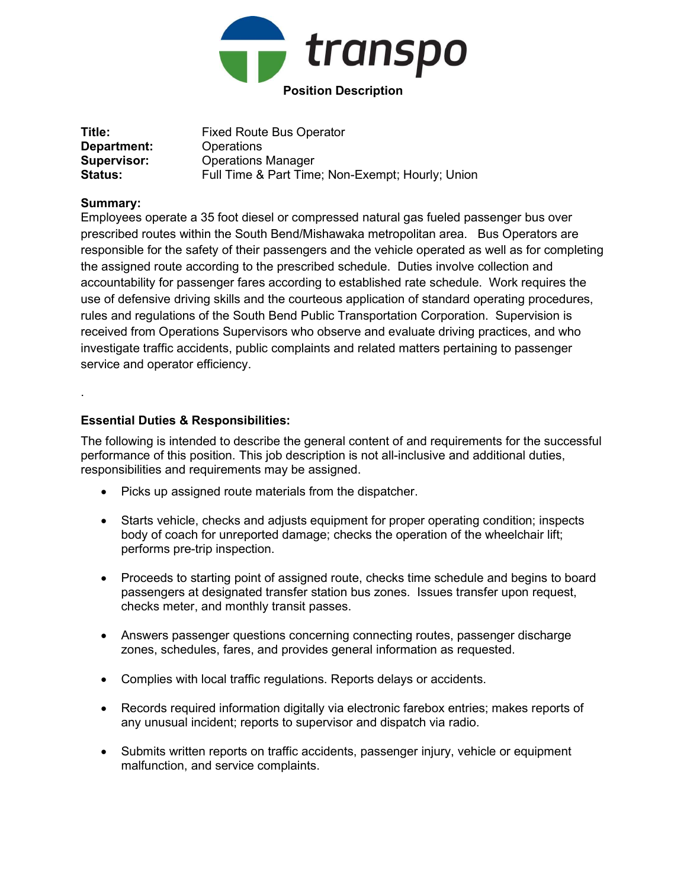# transpo

**Position Description**

**Title:** Fixed Route Bus Operator
**Department:** Operations
**Supervisor:** Operations Manager
**Status:** Full Time & Part Time; Non-Exempt; Hourly; Union

**Summary:**
Employees operate a 35 foot diesel or compressed natural gas fueled passenger bus over prescribed routes within the South Bend/Mishawaka metropolitan area. Bus Operators are responsible for the safety of their passengers and the vehicle operated as well as for completing the assigned route according to the prescribed schedule. Duties involve collection and accountability for passenger fares according to established rate schedule. Work requires the use of defensive driving skills and the courteous application of standard operating procedures, rules and regulations of the South Bend Public Transportation Corporation. Supervision is received from Operations Supervisors who observe and evaluate driving practices, and who investigate traffic accidents, public complaints and related matters pertaining to passenger service and operator efficiency.

.

**Essential Duties & Responsibilities:**

The following is intended to describe the general content of and requirements for the successful performance of this position. This job description is not all-inclusive and additional duties, responsibilities and requirements may be assigned.

- Picks up assigned route materials from the dispatcher.
- Starts vehicle, checks and adjusts equipment for proper operating condition; inspects body of coach for unreported damage; checks the operation of the wheelchair lift; performs pre-trip inspection.
- Proceeds to starting point of assigned route, checks time schedule and begins to board passengers at designated transfer station bus zones. Issues transfer upon request, checks meter, and monthly transit passes.
- Answers passenger questions concerning connecting routes, passenger discharge zones, schedules, fares, and provides general information as requested.
- Complies with local traffic regulations. Reports delays or accidents.
- Records required information digitally via electronic farebox entries; makes reports of any unusual incident; reports to supervisor and dispatch via radio.
- Submits written reports on traffic accidents, passenger injury, vehicle or equipment malfunction, and service complaints.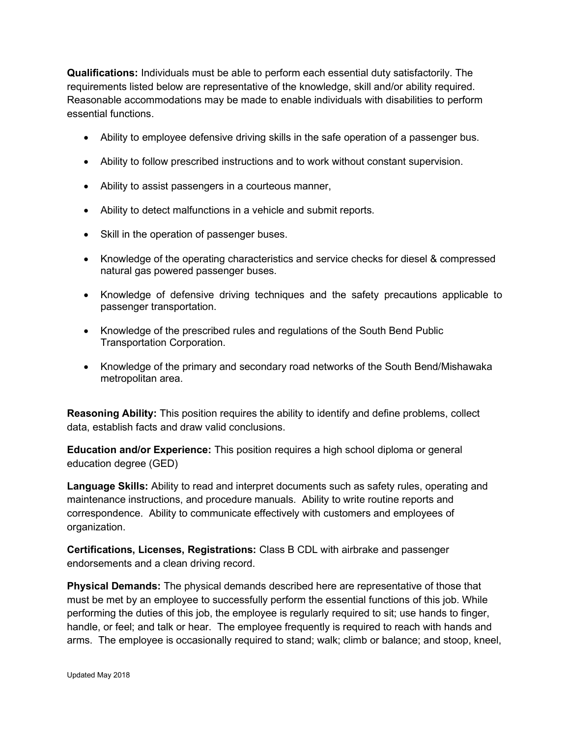**Qualifications:** Individuals must be able to perform each essential duty satisfactorily. The requirements listed below are representative of the knowledge, skill and/or ability required. Reasonable accommodations may be made to enable individuals with disabilities to perform essential functions.

- Ability to employee defensive driving skills in the safe operation of a passenger bus.
- Ability to follow prescribed instructions and to work without constant supervision.
- Ability to assist passengers in a courteous manner,
- Ability to detect malfunctions in a vehicle and submit reports.
- Skill in the operation of passenger buses.
- Knowledge of the operating characteristics and service checks for diesel & compressed natural gas powered passenger buses.
- Knowledge of defensive driving techniques and the safety precautions applicable to passenger transportation.
- Knowledge of the prescribed rules and regulations of the South Bend Public Transportation Corporation.
- Knowledge of the primary and secondary road networks of the South Bend/Mishawaka metropolitan area.

**Reasoning Ability:** This position requires the ability to identify and define problems, collect data, establish facts and draw valid conclusions.

**Education and/or Experience:** This position requires a high school diploma or general education degree (GED)

**Language Skills:** Ability to read and interpret documents such as safety rules, operating and maintenance instructions, and procedure manuals. Ability to write routine reports and correspondence. Ability to communicate effectively with customers and employees of organization.

**Certifications, Licenses, Registrations:** Class B CDL with airbrake and passenger endorsements and a clean driving record.

**Physical Demands:** The physical demands described here are representative of those that must be met by an employee to successfully perform the essential functions of this job. While performing the duties of this job, the employee is regularly required to sit; use hands to finger, handle, or feel; and talk or hear. The employee frequently is required to reach with hands and arms. The employee is occasionally required to stand; walk; climb or balance; and stoop, kneel,

Updated May 2018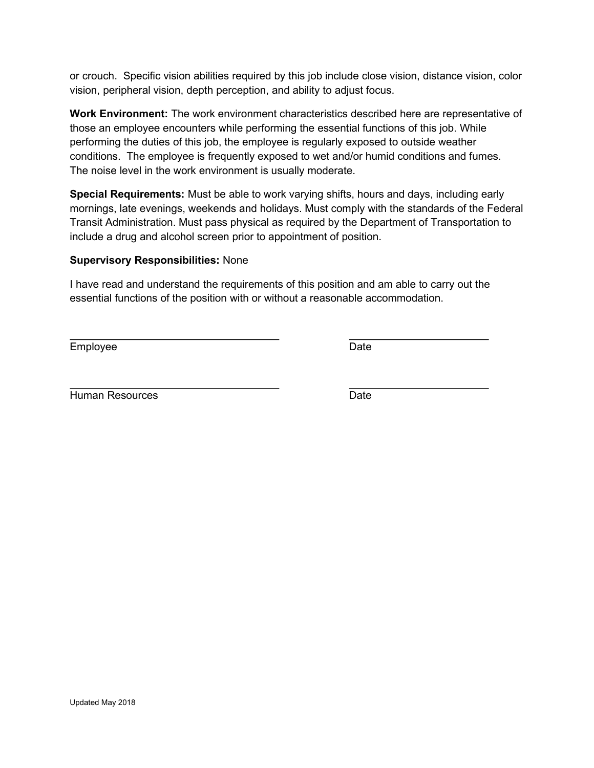or crouch. Specific vision abilities required by this job include close vision, distance vision, color vision, peripheral vision, depth perception, and ability to adjust focus.

**Work Environment:** The work environment characteristics described here are representative of those an employee encounters while performing the essential functions of this job. While performing the duties of this job, the employee is regularly exposed to outside weather conditions. The employee is frequently exposed to wet and/or humid conditions and fumes. The noise level in the work environment is usually moderate.

**Special Requirements:** Must be able to work varying shifts, hours and days, including early mornings, late evenings, weekends and holidays. Must comply with the standards of the Federal Transit Administration. Must pass physical as required by the Department of Transportation to include a drug and alcohol screen prior to appointment of position.

**Supervisory Responsibilities:** None

I have read and understand the requirements of this position and am able to carry out the essential functions of the position with or without a reasonable accommodation.

___________________________________ ________________________
Employee Date

___________________________________ ________________________
Human Resources Date

Updated May 2018